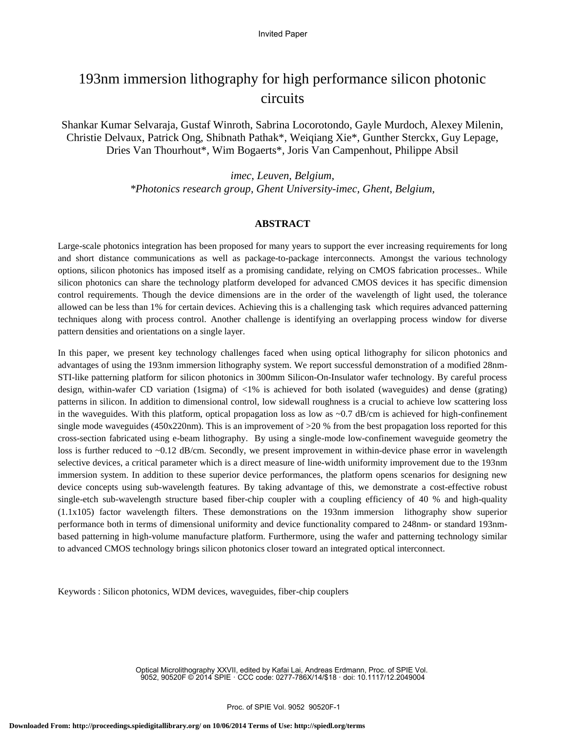Invited Paper

# 193nm immersion lithography for high performance silicon photonic circuits

Shankar Kumar Selvaraja, Gustaf Winroth, Sabrina Locorotondo, Gayle Murdoch, Alexey Milenin, Christie Delvaux, Patrick Ong, Shibnath Pathak*, Weiqiang Xie*, Gunther Sterckx, Guy Lepage, Dries Van Thourhout*, Wim Bogaerts*, Joris Van Campenhout, Philippe Absil

*imec, Leuven, Belgium,*
*\*Photonics research group, Ghent University-imec, Ghent, Belgium,*

## ABSTRACT

Large-scale photonics integration has been proposed for many years to support the ever increasing requirements for long and short distance communications as well as package-to-package interconnects. Amongst the various technology options, silicon photonics has imposed itself as a promising candidate, relying on CMOS fabrication processes.. While silicon photonics can share the technology platform developed for advanced CMOS devices it has specific dimension control requirements. Though the device dimensions are in the order of the wavelength of light used, the tolerance allowed can be less than 1% for certain devices. Achieving this is a challenging task which requires advanced patterning techniques along with process control. Another challenge is identifying an overlapping process window for diverse pattern densities and orientations on a single layer.

In this paper, we present key technology challenges faced when using optical lithography for silicon photonics and advantages of using the 193nm immersion lithography system. We report successful demonstration of a modified 28nm-STI-like patterning platform for silicon photonics in 300mm Silicon-On-Insulator wafer technology. By careful process design, within-wafer CD variation (1sigma) of <1% is achieved for both isolated (waveguides) and dense (grating) patterns in silicon. In addition to dimensional control, low sidewall roughness is a crucial to achieve low scattering loss in the waveguides. With this platform, optical propagation loss as low as ~0.7 dB/cm is achieved for high-confinement single mode waveguides (450x220nm). This is an improvement of >20 % from the best propagation loss reported for this cross-section fabricated using e-beam lithography. By using a single-mode low-confinement waveguide geometry the loss is further reduced to ~0.12 dB/cm. Secondly, we present improvement in within-device phase error in wavelength selective devices, a critical parameter which is a direct measure of line-width uniformity improvement due to the 193nm immersion system. In addition to these superior device performances, the platform opens scenarios for designing new device concepts using sub-wavelength features. By taking advantage of this, we demonstrate a cost-effective robust single-etch sub-wavelength structure based fiber-chip coupler with a coupling efficiency of 40 % and high-quality (1.1x105) factor wavelength filters. These demonstrations on the 193nm immersion lithography show superior performance both in terms of dimensional uniformity and device functionality compared to 248nm- or standard 193nm-based patterning in high-volume manufacture platform. Furthermore, using the wafer and patterning technology similar to advanced CMOS technology brings silicon photonics closer toward an integrated optical interconnect.

Keywords : Silicon photonics, WDM devices, waveguides, fiber-chip couplers

Optical Microlithography XXVII, edited by Kafai Lai, Andreas Erdmann, Proc. of SPIE Vol. 9052, 90520F © 2014 SPIE · CCC code: 0277-786X/14/$18 · doi: 10.1117/12.2049004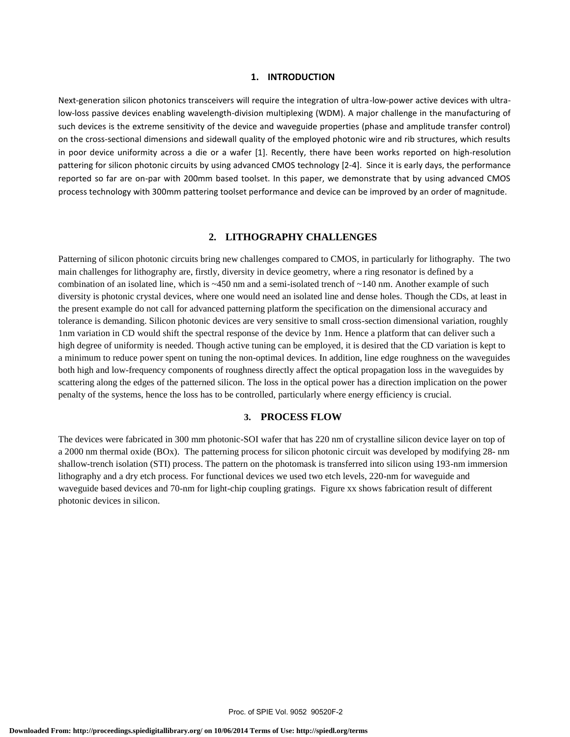## 1. INTRODUCTION

Next-generation silicon photonics transceivers will require the integration of ultra-low-power active devices with ultra-low-loss passive devices enabling wavelength-division multiplexing (WDM). A major challenge in the manufacturing of such devices is the extreme sensitivity of the device and waveguide properties (phase and amplitude transfer control) on the cross-sectional dimensions and sidewall quality of the employed photonic wire and rib structures, which results in poor device uniformity across a die or a wafer [1]. Recently, there have been works reported on high-resolution pattering for silicon photonic circuits by using advanced CMOS technology [2-4]. Since it is early days, the performance reported so far are on-par with 200mm based toolset. In this paper, we demonstrate that by using advanced CMOS process technology with 300mm pattering toolset performance and device can be improved by an order of magnitude.

## 2. LITHOGRAPHY CHALLENGES

Patterning of silicon photonic circuits bring new challenges compared to CMOS, in particularly for lithography. The two main challenges for lithography are, firstly, diversity in device geometry, where a ring resonator is defined by a combination of an isolated line, which is ~450 nm and a semi-isolated trench of ~140 nm. Another example of such diversity is photonic crystal devices, where one would need an isolated line and dense holes. Though the CDs, at least in the present example do not call for advanced patterning platform the specification on the dimensional accuracy and tolerance is demanding. Silicon photonic devices are very sensitive to small cross-section dimensional variation, roughly 1nm variation in CD would shift the spectral response of the device by 1nm. Hence a platform that can deliver such a high degree of uniformity is needed. Though active tuning can be employed, it is desired that the CD variation is kept to a minimum to reduce power spent on tuning the non-optimal devices. In addition, line edge roughness on the waveguides both high and low-frequency components of roughness directly affect the optical propagation loss in the waveguides by scattering along the edges of the patterned silicon. The loss in the optical power has a direction implication on the power penalty of the systems, hence the loss has to be controlled, particularly where energy efficiency is crucial.

## 3. PROCESS FLOW

The devices were fabricated in 300 mm photonic-SOI wafer that has 220 nm of crystalline silicon device layer on top of a 2000 nm thermal oxide (BOx). The patterning process for silicon photonic circuit was developed by modifying 28- nm shallow-trench isolation (STI) process. The pattern on the photomask is transferred into silicon using 193-nm immersion lithography and a dry etch process. For functional devices we used two etch levels, 220-nm for waveguide and waveguide based devices and 70-nm for light-chip coupling gratings. Figure xx shows fabrication result of different photonic devices in silicon.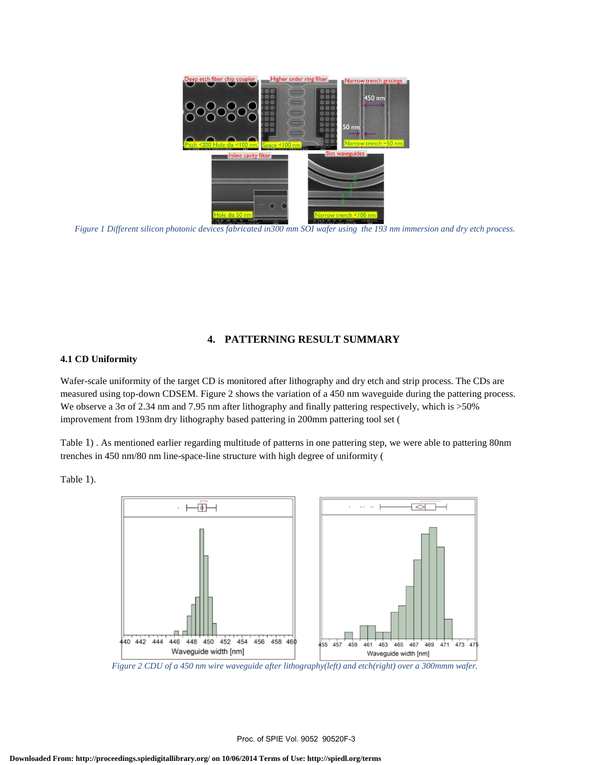*Figure 1 Different silicon photonic devices fabricated in300 mm SOI wafer using the 193 nm immersion and dry etch process.*

## 4. PATTERNING RESULT SUMMARY

### 4.1 CD Uniformity

Wafer-scale uniformity of the target CD is monitored after lithography and dry etch and strip process. The CDs are measured using top-down CDSEM. Figure 2 shows the variation of a 450 nm waveguide during the pattering process. We observe a 3σ of 2.34 nm and 7.95 nm after lithography and finally patterning respectively, which is >50% improvement from 193nm dry lithography based patterning in 200mm pattering tool set (

Table 1) . As mentioned earlier regarding multitude of patterns in one patterning step, we were able to pattering 80nm trenches in 450 nm/80 nm line-space-line structure with high degree of uniformity (

Table 1).

*Figure 2 CDU of a 450 nm wire waveguide after lithography(left) and etch(right) over a 300mmm wafer.*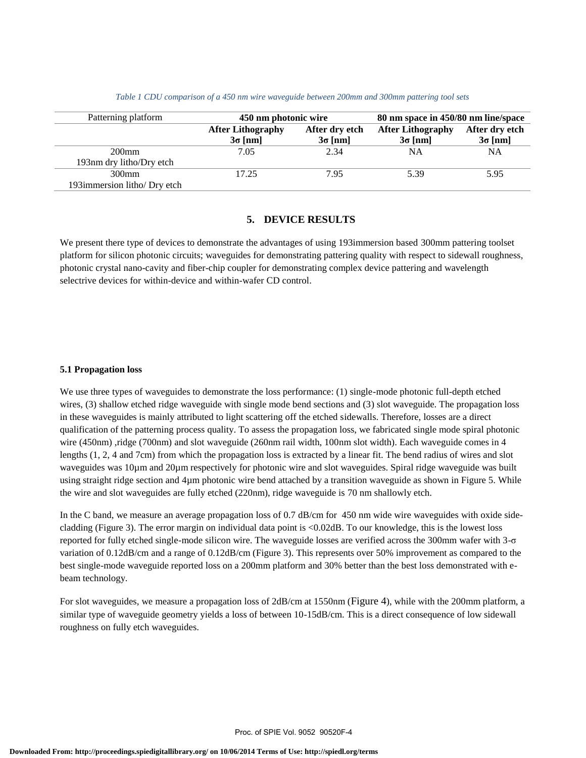*Table 1 CDU comparison of a 450 nm wire waveguide between 200mm and 300mm pattering tool sets*

| Patterning platform | 450 nm photonic wire | | 80 nm space in 450/80 nm line/space | |
|---|---|---|---|---|
| | **After Lithography 3σ [nm]** | **After dry etch 3σ [nm]** | **After Lithography 3σ [nm]** | **After dry etch 3σ [nm]** |
| 200mm 193nm dry litho/Dry etch | 7.05 | 2.34 | NA | NA |
| 300mm 193immersion litho/ Dry etch | 17.25 | 7.95 | 5.39 | 5.95 |

## 5. DEVICE RESULTS

We present there type of devices to demonstrate the advantages of using 193immersion based 300mm pattering toolset platform for silicon photonic circuits; waveguides for demonstrating pattering quality with respect to sidewall roughness, photonic crystal nano-cavity and fiber-chip coupler for demonstrating complex device pattering and wavelength selectrive devices for within-device and within-wafer CD control.

### 5.1 Propagation loss

We use three types of waveguides to demonstrate the loss performance: (1) single-mode photonic full-depth etched wires, (3) shallow etched ridge waveguide with single mode bend sections and (3) slot waveguide. The propagation loss in these waveguides is mainly attributed to light scattering off the etched sidewalls. Therefore, losses are a direct qualification of the patterning process quality. To assess the propagation loss, we fabricated single mode spiral photonic wire (450nm) ,ridge (700nm) and slot waveguide (260nm rail width, 100nm slot width). Each waveguide comes in 4 lengths (1, 2, 4 and 7cm) from which the propagation loss is extracted by a linear fit. The bend radius of wires and slot waveguides was 10µm and 20µm respectively for photonic wire and slot waveguides. Spiral ridge waveguide was built using straight ridge section and 4µm photonic wire bend attached by a transition waveguide as shown in Figure 5. While the wire and slot waveguides are fully etched (220nm), ridge waveguide is 70 nm shallowly etch.

In the C band, we measure an average propagation loss of 0.7 dB/cm for 450 nm wide wire waveguides with oxide side-cladding (Figure 3). The error margin on individual data point is <0.02dB. To our knowledge, this is the lowest loss reported for fully etched single-mode silicon wire. The waveguide losses are verified across the 300mm wafer with 3-σ variation of 0.12dB/cm and a range of 0.12dB/cm (Figure 3). This represents over 50% improvement as compared to the best single-mode waveguide reported loss on a 200mm platform and 30% better than the best loss demonstrated with e-beam technology.

For slot waveguides, we measure a propagation loss of 2dB/cm at 1550nm (Figure 4), while with the 200mm platform, a similar type of waveguide geometry yields a loss of between 10-15dB/cm. This is a direct consequence of low sidewall roughness on fully etch waveguides.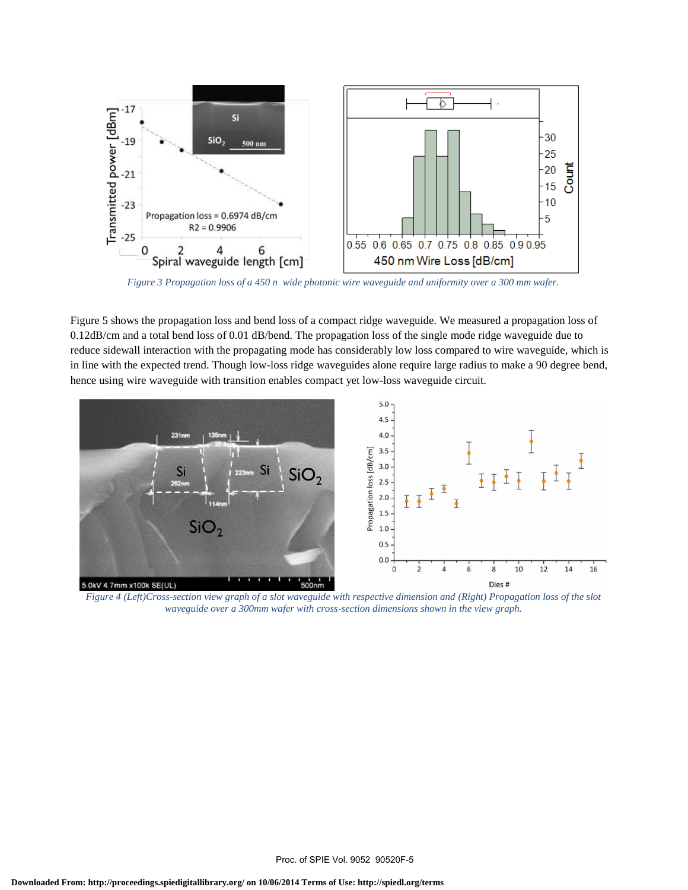*Figure 3 Propagation loss of a 450 n wide photonic wire waveguide and uniformity over a 300 mm wafer.*

Figure 5 shows the propagation loss and bend loss of a compact ridge waveguide. We measured a propagation loss of 0.12dB/cm and a total bend loss of 0.01 dB/bend. The propagation loss of the single mode ridge waveguide due to reduce sidewall interaction with the propagating mode has considerably low loss compared to wire waveguide, which is in line with the expected trend. Though low-loss ridge waveguides alone require large radius to make a 90 degree bend, hence using wire waveguide with transition enables compact yet low-loss waveguide circuit.

*Figure 4 (Left)Cross-section view graph of a slot waveguide with respective dimension and (Right) Propagation loss of the slot waveguide over a 300mm wafer with cross-section dimensions shown in the view graph.*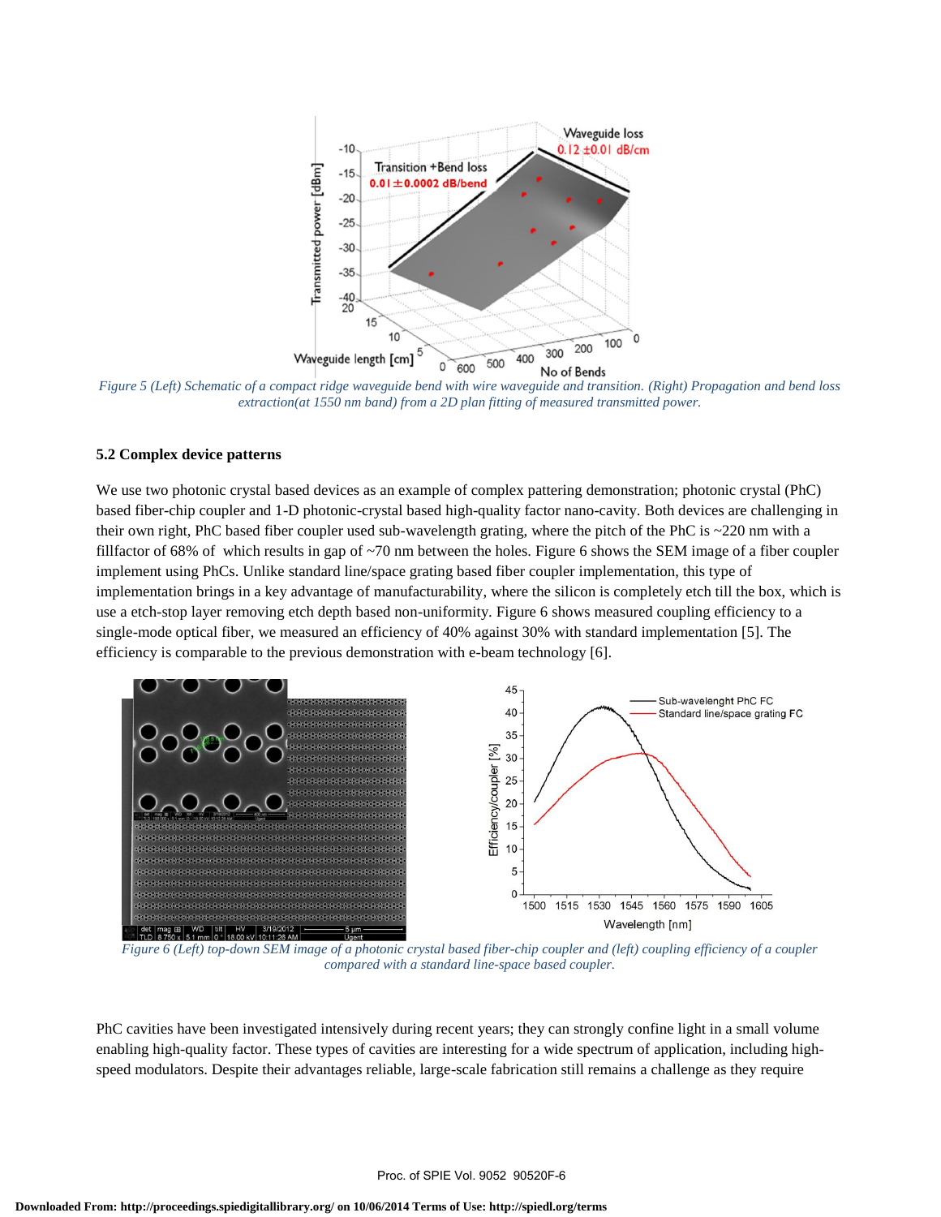*Figure 5 (Left) Schematic of a compact ridge waveguide bend with wire waveguide and transition. (Right) Propagation and bend loss extraction(at 1550 nm band) from a 2D plan fitting of measured transmitted power.*

### 5.2 Complex device patterns

We use two photonic crystal based devices as an example of complex pattering demonstration; photonic crystal (PhC) based fiber-chip coupler and 1-D photonic-crystal based high-quality factor nano-cavity. Both devices are challenging in their own right, PhC based fiber coupler used sub-wavelength grating, where the pitch of the PhC is ~220 nm with a fillfactor of 68% of which results in gap of ~70 nm between the holes. Figure 6 shows the SEM image of a fiber coupler implement using PhCs. Unlike standard line/space grating based fiber coupler implementation, this type of implementation brings in a key advantage of manufacturability, where the silicon is completely etch till the box, which is use a etch-stop layer removing etch depth based non-uniformity. Figure 6 shows measured coupling efficiency to a single-mode optical fiber, we measured an efficiency of 40% against 30% with standard implementation [5]. The efficiency is comparable to the previous demonstration with e-beam technology [6].

*Figure 6 (Left) top-down SEM image of a photonic crystal based fiber-chip coupler and (left) coupling efficiency of a coupler compared with a standard line-space based coupler.*

PhC cavities have been investigated intensively during recent years; they can strongly confine light in a small volume enabling high-quality factor. These types of cavities are interesting for a wide spectrum of application, including high-speed modulators. Despite their advantages reliable, large-scale fabrication still remains a challenge as they require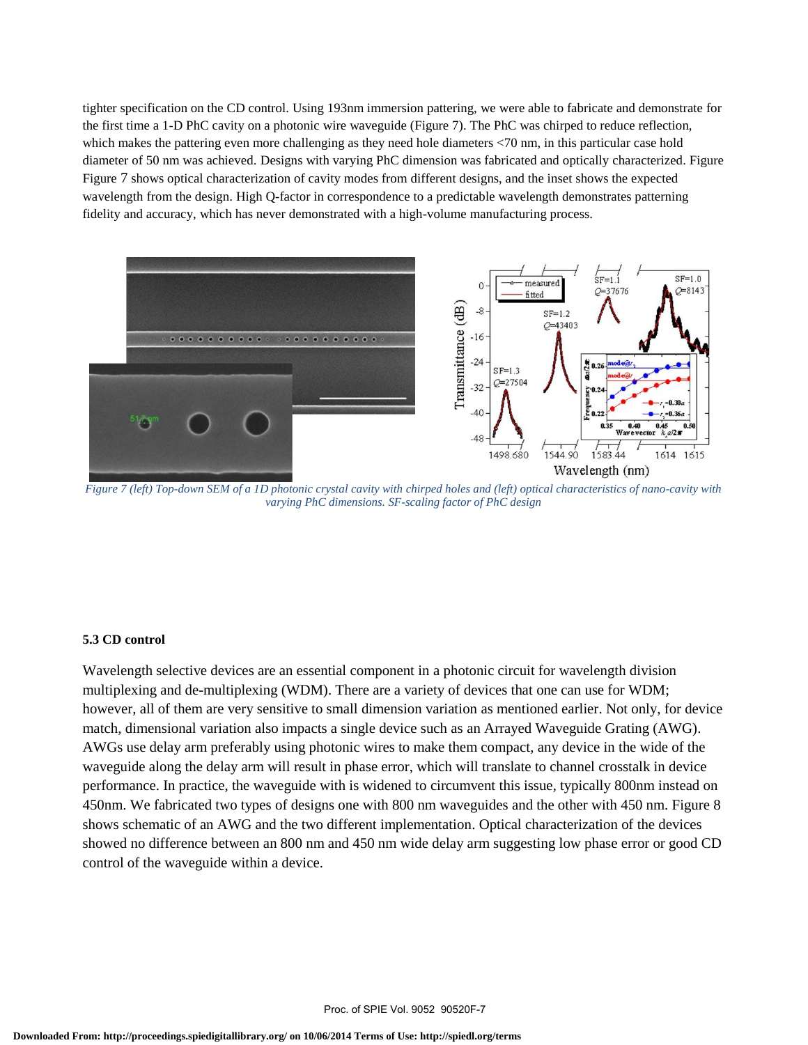tighter specification on the CD control. Using 193nm immersion pattering, we were able to fabricate and demonstrate for the first time a 1-D PhC cavity on a photonic wire waveguide (Figure 7). The PhC was chirped to reduce reflection, which makes the pattering even more challenging as they need hole diameters <70 nm, in this particular case hold diameter of 50 nm was achieved. Designs with varying PhC dimension was fabricated and optically characterized. Figure Figure 7 shows optical characterization of cavity modes from different designs, and the inset shows the expected wavelength from the design. High Q-factor in correspondence to a predictable wavelength demonstrates patterning fidelity and accuracy, which has never demonstrated with a high-volume manufacturing process.

*Figure 7 (left) Top-down SEM of a 1D photonic crystal cavity with chirped holes and (left) optical characteristics of nano-cavity with varying PhC dimensions. SF-scaling factor of PhC design*

### 5.3 CD control

Wavelength selective devices are an essential component in a photonic circuit for wavelength division multiplexing and de-multiplexing (WDM). There are a variety of devices that one can use for WDM; however, all of them are very sensitive to small dimension variation as mentioned earlier. Not only, for device match, dimensional variation also impacts a single device such as an Arrayed Waveguide Grating (AWG). AWGs use delay arm preferably using photonic wires to make them compact, any device in the wide of the waveguide along the delay arm will result in phase error, which will translate to channel crosstalk in device performance. In practice, the waveguide with is widened to circumvent this issue, typically 800nm instead on 450nm. We fabricated two types of designs one with 800 nm waveguides and the other with 450 nm. Figure 8 shows schematic of an AWG and the two different implementation. Optical characterization of the devices showed no difference between an 800 nm and 450 nm wide delay arm suggesting low phase error or good CD control of the waveguide within a device.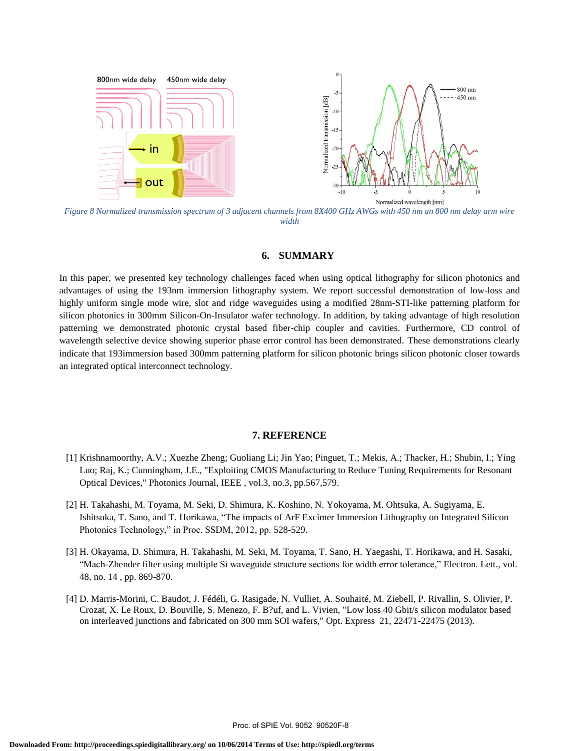Figure 8 Normalized transmission spectrum of 3 adjacent channels from 8X400 GHz AWGs with 450 nm an 800 nm delay arm wire width

## 6. SUMMARY

In this paper, we presented key technology challenges faced when using optical lithography for silicon photonics and advantages of using the 193nm immersion lithography system. We report successful demonstration of low-loss and highly uniform single mode wire, slot and ridge waveguides using a modified 28nm-STI-like patterning platform for silicon photonics in 300mm Silicon-On-Insulator wafer technology. In addition, by taking advantage of high resolution patterning we demonstrated photonic crystal based fiber-chip coupler and cavities. Furthermore, CD control of wavelength selective device showing superior phase error control has been demonstrated. These demonstrations clearly indicate that 193immersion based 300mm patterning platform for silicon photonic brings silicon photonic closer towards an integrated optical interconnect technology.

## 7. REFERENCE

[1] Krishnamoorthy, A.V.; Xuezhe Zheng; Guoliang Li; Jin Yao; Pinguet, T.; Mekis, A.; Thacker, H.; Shubin, I.; Ying Luo; Raj, K.; Cunningham, J.E., "Exploiting CMOS Manufacturing to Reduce Tuning Requirements for Resonant Optical Devices," Photonics Journal, IEEE , vol.3, no.3, pp.567,579.

[2] H. Takahashi, M. Toyama, M. Seki, D. Shimura, K. Koshino, N. Yokoyama, M. Ohtsuka, A. Sugiyama, E. Ishitsuka, T. Sano, and T. Horikawa, "The impacts of ArF Excimer Immersion Lithography on Integrated Silicon Photonics Technology," in Proc. SSDM, 2012, pp. 528-529.

[3] H. Okayama, D. Shimura, H. Takahashi, M. Seki, M. Toyama, T. Sano, H. Yaegashi, T. Horikawa, and H. Sasaki, "Mach-Zhender filter using multiple Si waveguide structure sections for width error tolerance," Electron. Lett., vol. 48, no. 14 , pp. 869-870.

[4] D. Marris-Morini, C. Baudot, J. Fédéli, G. Rasigade, N. Vulliet, A. Souhaité, M. Ziebell, P. Rivallin, S. Olivier, P. Crozat, X. Le Roux, D. Bouville, S. Menezo, F. B?uf, and L. Vivien, "Low loss 40 Gbit/s silicon modulator based on interleaved junctions and fabricated on 300 mm SOI wafers," Opt. Express 21, 22471-22475 (2013).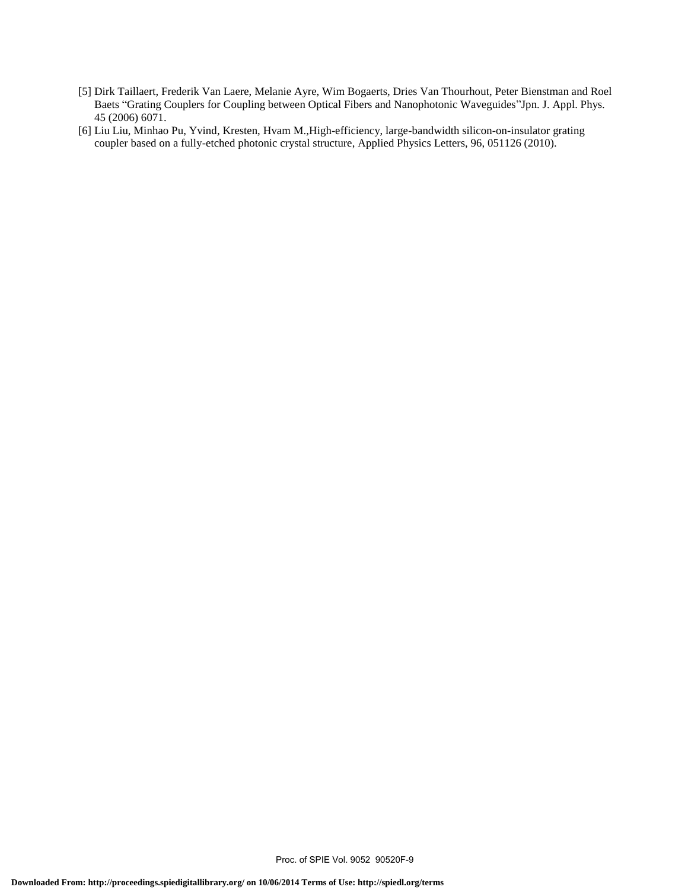[5] Dirk Taillaert, Frederik Van Laere, Melanie Ayre, Wim Bogaerts, Dries Van Thourhout, Peter Bienstman and Roel Baets "Grating Couplers for Coupling between Optical Fibers and Nanophotonic Waveguides"Jpn. J. Appl. Phys. 45 (2006) 6071.

[6] Liu Liu, Minhao Pu, Yvind, Kresten, Hvam M.,High-efficiency, large-bandwidth silicon-on-insulator grating coupler based on a fully-etched photonic crystal structure, Applied Physics Letters, 96, 051126 (2010).